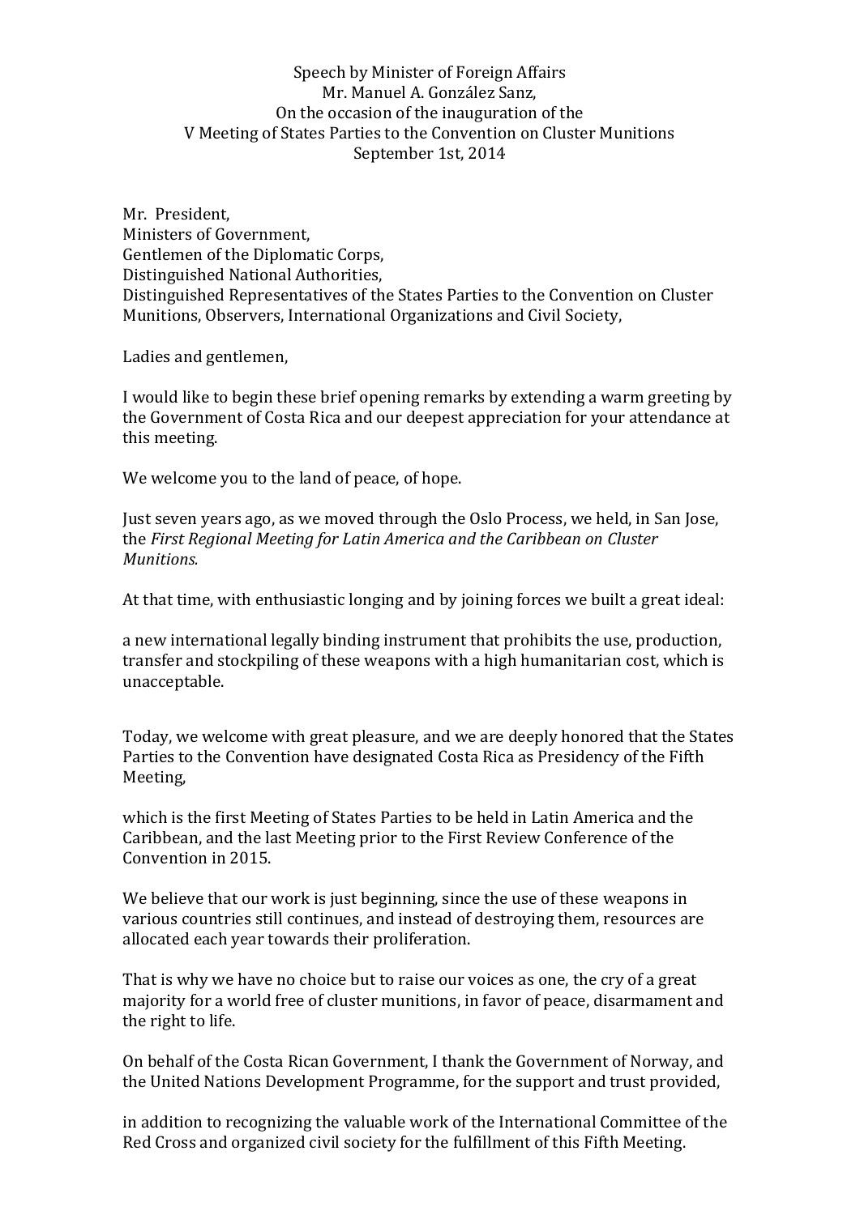Speech by Minister of Foreign Affairs
Mr. Manuel A. González Sanz,
On the occasion of the inauguration of the
V Meeting of States Parties to the Convention on Cluster Munitions
September 1st, 2014

Mr. President,
Ministers of Government,
Gentlemen of the Diplomatic Corps,
Distinguished National Authorities,
Distinguished Representatives of the States Parties to the Convention on Cluster Munitions, Observers, International Organizations and Civil Society,

Ladies and gentlemen,

I would like to begin these brief opening remarks by extending a warm greeting by the Government of Costa Rica and our deepest appreciation for your attendance at this meeting.

We welcome you to the land of peace, of hope.

Just seven years ago, as we moved through the Oslo Process, we held, in San Jose, the *First Regional Meeting for Latin America and the Caribbean on Cluster Munitions.*

At that time, with enthusiastic longing and by joining forces we built a great ideal:

a new international legally binding instrument that prohibits the use, production, transfer and stockpiling of these weapons with a high humanitarian cost, which is unacceptable.

Today, we welcome with great pleasure, and we are deeply honored that the States Parties to the Convention have designated Costa Rica as Presidency of the Fifth Meeting,

which is the first Meeting of States Parties to be held in Latin America and the Caribbean, and the last Meeting prior to the First Review Conference of the Convention in 2015.

We believe that our work is just beginning, since the use of these weapons in various countries still continues, and instead of destroying them, resources are allocated each year towards their proliferation.

That is why we have no choice but to raise our voices as one, the cry of a great majority for a world free of cluster munitions, in favor of peace, disarmament and the right to life.

On behalf of the Costa Rican Government, I thank the Government of Norway, and the United Nations Development Programme, for the support and trust provided,

in addition to recognizing the valuable work of the International Committee of the Red Cross and organized civil society for the fulfillment of this Fifth Meeting.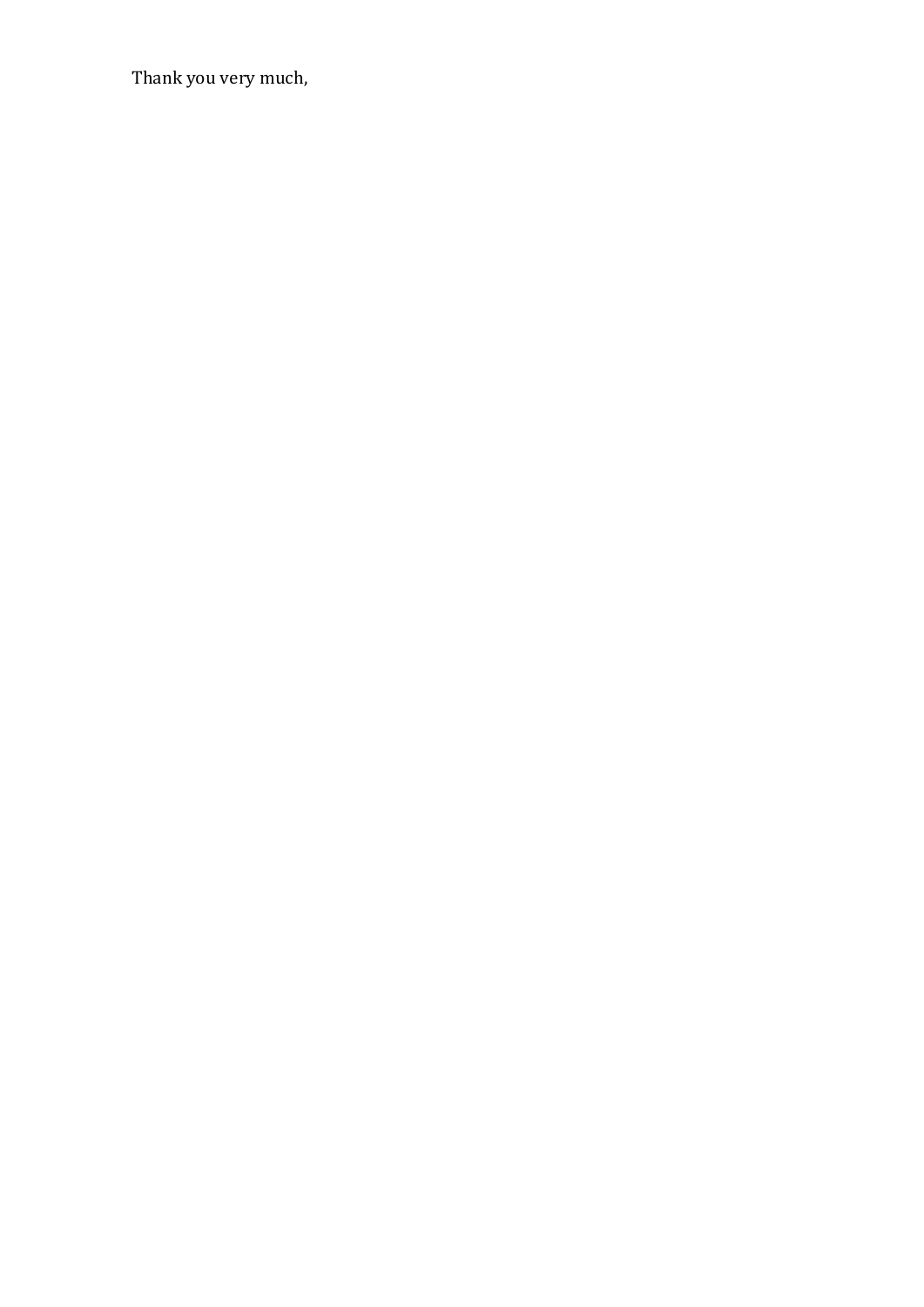Thank you very much,